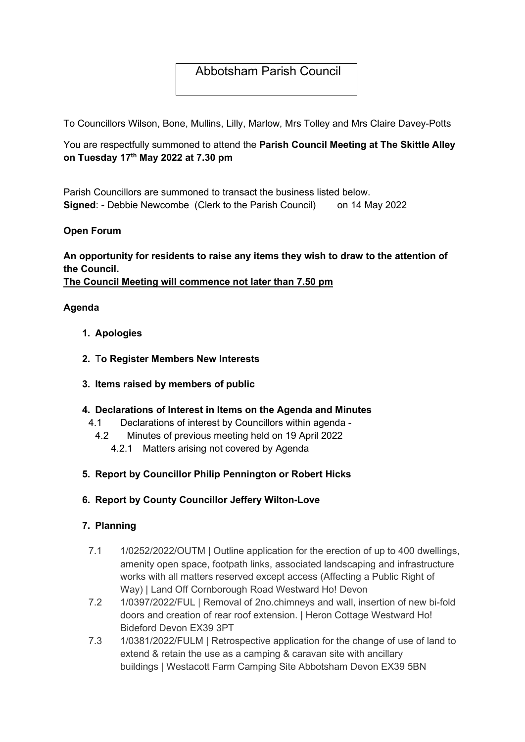# Abbotsham Parish Council

To Councillors Wilson, Bone, Mullins, Lilly, Marlow, Mrs Tolley and Mrs Claire Davey-Potts

You are respectfully summoned to attend the **Parish Council Meeting at The Skittle Alley on Tuesday 17th May 2022 at 7.30 pm**

Parish Councillors are summoned to transact the business listed below.
**Signed**: - Debbie Newcombe (Clerk to the Parish Council) on 14 May 2022

**Open Forum**

**An opportunity for residents to raise any items they wish to draw to the attention of the Council.**
**<u>The Council Meeting will commence not later than 7.50 pm</u>**

**Agenda**

1. **Apologies**
2. **To Register Members New Interests**
3. **Items raised by members of public**
4. **Declarations of Interest in Items on the Agenda and Minutes**
   - 4.1 Declarations of interest by Councillors within agenda -
   - 4.2 Minutes of previous meeting held on 19 April 2022
     - 4.2.1 Matters arising not covered by Agenda
5. **Report by Councillor Philip Pennington or Robert Hicks**
6. **Report by County Councillor Jeffery Wilton-Love**
7. **Planning**
   - 7.1 1/0252/2022/OUTM | Outline application for the erection of up to 400 dwellings, amenity open space, footpath links, associated landscaping and infrastructure works with all matters reserved except access (Affecting a Public Right of Way) | Land Off Cornborough Road Westward Ho! Devon
   - 7.2 1/0397/2022/FUL | Removal of 2no.chimneys and wall, insertion of new bi-fold doors and creation of rear roof extension. | Heron Cottage Westward Ho! Bideford Devon EX39 3PT
   - 7.3 1/0381/2022/FULM | Retrospective application for the change of use of land to extend & retain the use as a camping & caravan site with ancillary buildings | Westacott Farm Camping Site Abbotsham Devon EX39 5BN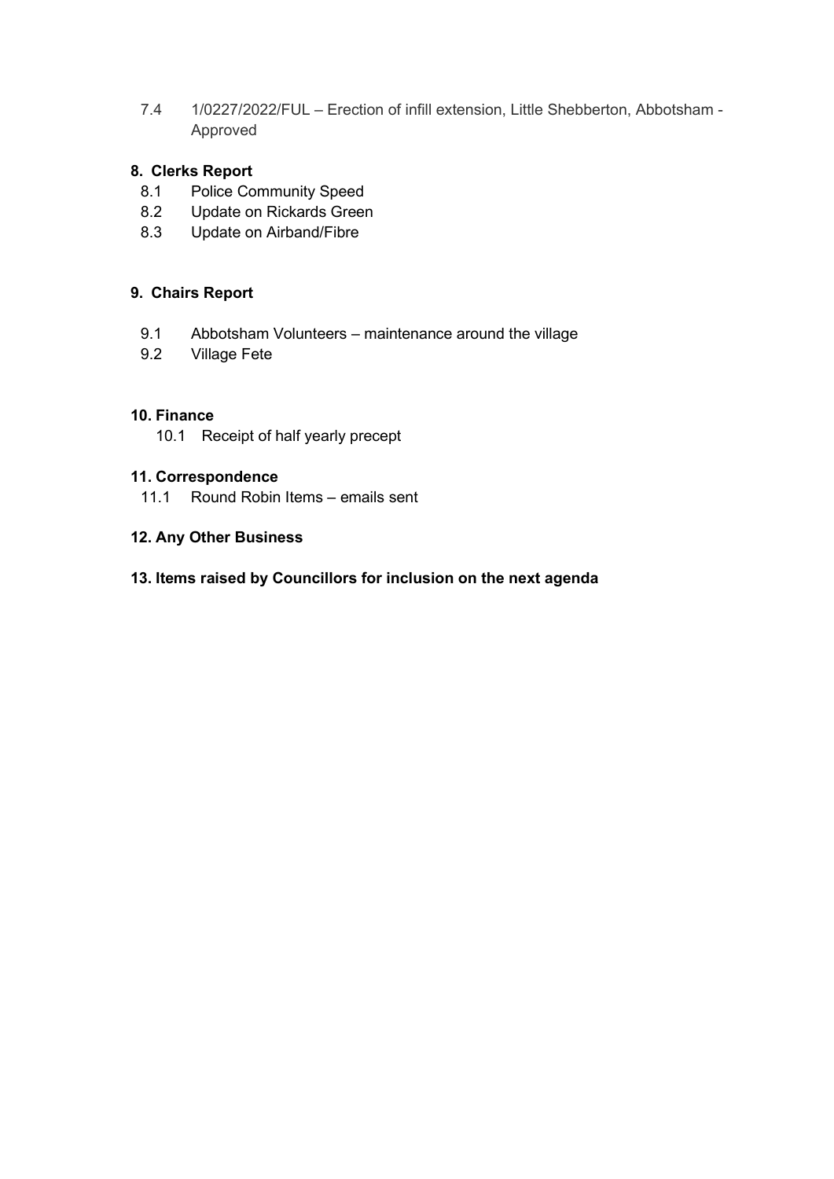7.4 1/0227/2022/FUL – Erection of infill extension, Little Shebberton, Abbotsham - Approved

**8. Clerks Report**

8.1 Police Community Speed
8.2 Update on Rickards Green
8.3 Update on Airband/Fibre

**9. Chairs Report**

9.1 Abbotsham Volunteers – maintenance around the village
9.2 Village Fete

**10. Finance**

10.1 Receipt of half yearly precept

**11. Correspondence**

11.1 Round Robin Items – emails sent

**12. Any Other Business**

**13. Items raised by Councillors for inclusion on the next agenda**